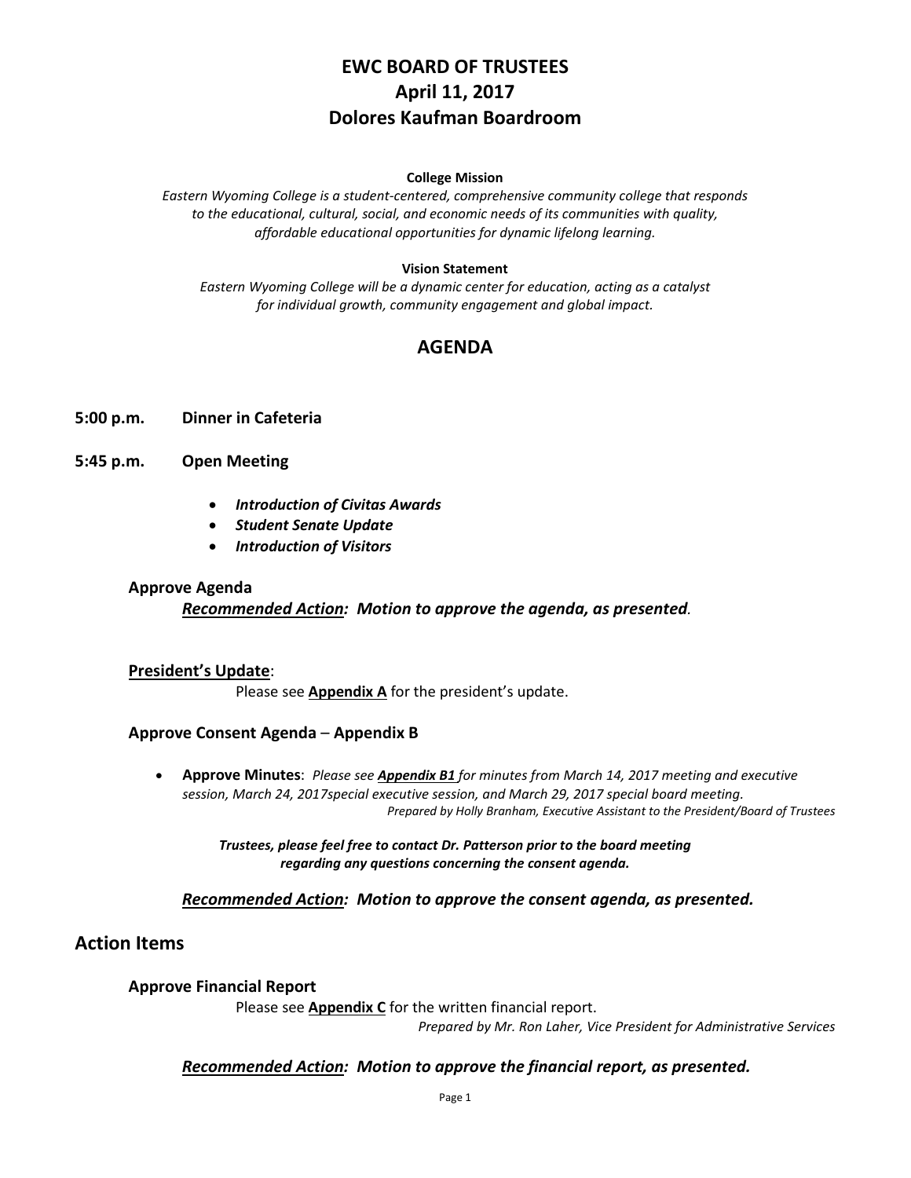# EWC BOARD OF TRUSTEES
# April 11, 2017
# Dolores Kaufman Boardroom

**College Mission**

*Eastern Wyoming College is a student-centered, comprehensive community college that responds to the educational, cultural, social, and economic needs of its communities with quality, affordable educational opportunities for dynamic lifelong learning.*

**Vision Statement**

*Eastern Wyoming College will be a dynamic center for education, acting as a catalyst for individual growth, community engagement and global impact.*

## AGENDA

**5:00 p.m.** **Dinner in Cafeteria**

**5:45 p.m.** **Open Meeting**

- ***Introduction of Civitas Awards***
- ***Student Senate Update***
- ***Introduction of Visitors***

**Approve Agenda**

***Recommended Action:*** ***Motion to approve the agenda, as presented****.*

**President's Update**:

Please see **Appendix A** for the president's update.

**Approve Consent Agenda** – **Appendix B**

- **Approve Minutes**: *Please see **Appendix B1** for minutes from March 14, 2017 meeting and executive session, March 24, 2017special executive session, and March 29, 2017 special board meeting.*

  *Prepared by Holly Branham, Executive Assistant to the President/Board of Trustees*

***Trustees, please feel free to contact Dr. Patterson prior to the board meeting regarding any questions concerning the consent agenda.***

***Recommended Action:*** ***Motion to approve the consent agenda, as presented.***

## Action Items

**Approve Financial Report**

Please see **Appendix C** for the written financial report.

*Prepared by Mr. Ron Laher, Vice President for Administrative Services*

***Recommended Action:*** ***Motion to approve the financial report, as presented.***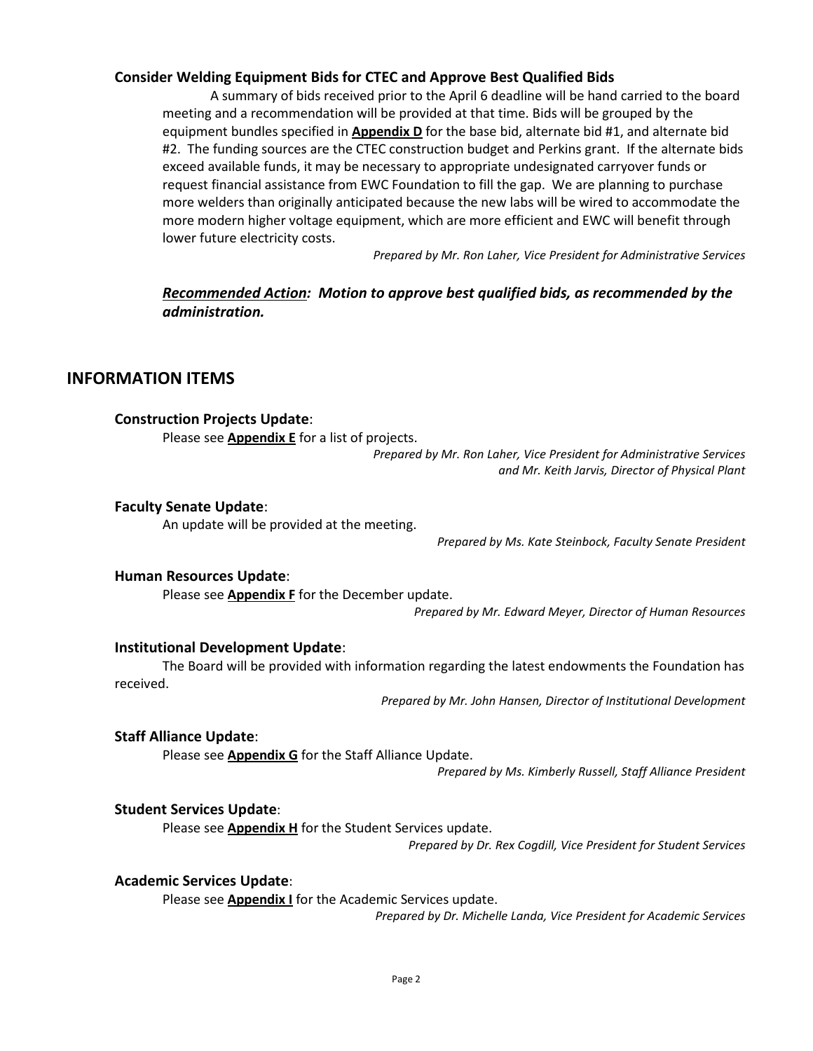### Consider Welding Equipment Bids for CTEC and Approve Best Qualified Bids

A summary of bids received prior to the April 6 deadline will be hand carried to the board meeting and a recommendation will be provided at that time. Bids will be grouped by the equipment bundles specified in **Appendix D** for the base bid, alternate bid #1, and alternate bid #2. The funding sources are the CTEC construction budget and Perkins grant. If the alternate bids exceed available funds, it may be necessary to appropriate undesignated carryover funds or request financial assistance from EWC Foundation to fill the gap. We are planning to purchase more welders than originally anticipated because the new labs will be wired to accommodate the more modern higher voltage equipment, which are more efficient and EWC will benefit through lower future electricity costs.

*Prepared by Mr. Ron Laher, Vice President for Administrative Services*

***Recommended Action:* *Motion to approve best qualified bids, as recommended by the administration.***

## INFORMATION ITEMS

### Construction Projects Update:

Please see **Appendix E** for a list of projects.

*Prepared by Mr. Ron Laher, Vice President for Administrative Services and Mr. Keith Jarvis, Director of Physical Plant*

### Faculty Senate Update:

An update will be provided at the meeting.

*Prepared by Ms. Kate Steinbock, Faculty Senate President*

### Human Resources Update:

Please see **Appendix F** for the December update.

*Prepared by Mr. Edward Meyer, Director of Human Resources*

### Institutional Development Update:

The Board will be provided with information regarding the latest endowments the Foundation has received.

*Prepared by Mr. John Hansen, Director of Institutional Development*

### Staff Alliance Update:

Please see **Appendix G** for the Staff Alliance Update.

*Prepared by Ms. Kimberly Russell, Staff Alliance President*

### Student Services Update:

Please see **Appendix H** for the Student Services update.

*Prepared by Dr. Rex Cogdill, Vice President for Student Services*

### Academic Services Update:

Please see **Appendix I** for the Academic Services update.

*Prepared by Dr. Michelle Landa, Vice President for Academic Services*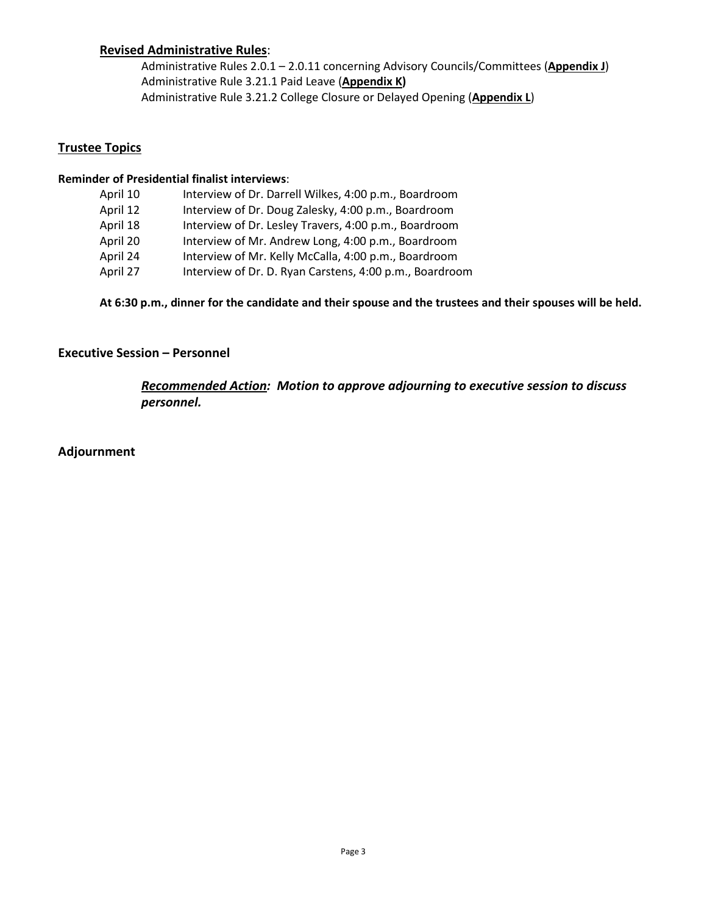**Revised Administrative Rules**:

Administrative Rules 2.0.1 – 2.0.11 concerning Advisory Councils/Committees (**Appendix J**)
Administrative Rule 3.21.1 Paid Leave (**Appendix K)**
Administrative Rule 3.21.2 College Closure or Delayed Opening (**Appendix L**)

## Trustee Topics

**Reminder of Presidential finalist interviews**:

| | |
|---|---|
| April 10 | Interview of Dr. Darrell Wilkes, 4:00 p.m., Boardroom |
| April 12 | Interview of Dr. Doug Zalesky, 4:00 p.m., Boardroom |
| April 18 | Interview of Dr. Lesley Travers, 4:00 p.m., Boardroom |
| April 20 | Interview of Mr. Andrew Long, 4:00 p.m., Boardroom |
| April 24 | Interview of Mr. Kelly McCalla, 4:00 p.m., Boardroom |
| April 27 | Interview of Dr. D. Ryan Carstens, 4:00 p.m., Boardroom |

**At 6:30 p.m., dinner for the candidate and their spouse and the trustees and their spouses will be held.**

## Executive Session – Personnel

***Recommended Action: Motion to approve adjourning to executive session to discuss personnel.***

## Adjournment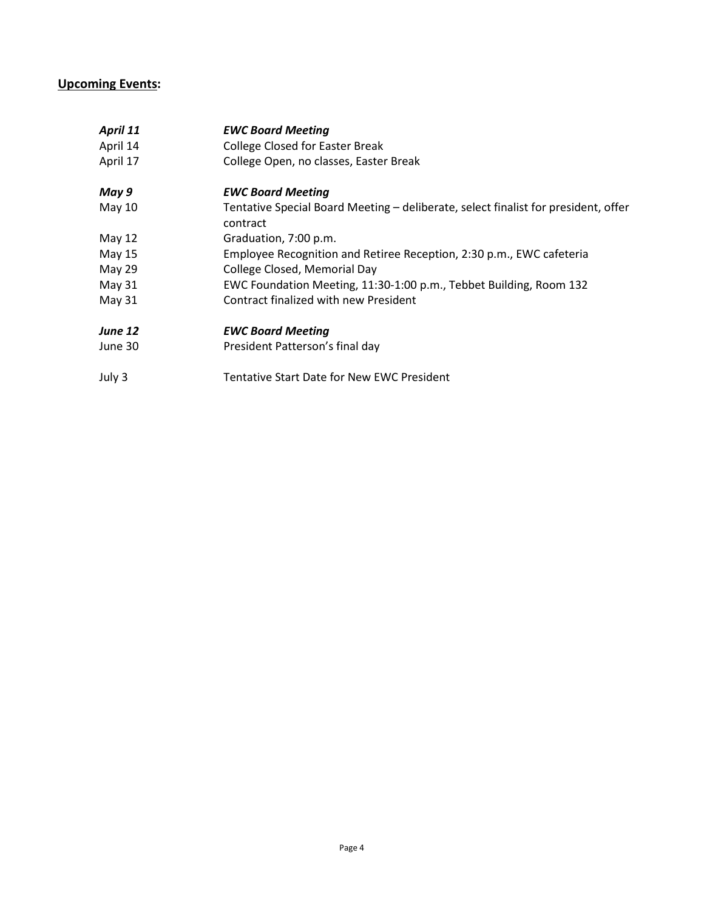**<u>Upcoming Events</u>:**

| | |
|---|---|
| ***April 11*** | ***EWC Board Meeting*** |
| April 14 | College Closed for Easter Break |
| April 17 | College Open, no classes, Easter Break |
| ***May 9*** | ***EWC Board Meeting*** |
| May 10 | Tentative Special Board Meeting – deliberate, select finalist for president, offer contract |
| May 12 | Graduation, 7:00 p.m. |
| May 15 | Employee Recognition and Retiree Reception, 2:30 p.m., EWC cafeteria |
| May 29 | College Closed, Memorial Day |
| May 31 | EWC Foundation Meeting, 11:30-1:00 p.m., Tebbet Building, Room 132 |
| May 31 | Contract finalized with new President |
| ***June 12*** | ***EWC Board Meeting*** |
| June 30 | President Patterson's final day |
| July 3 | Tentative Start Date for New EWC President |